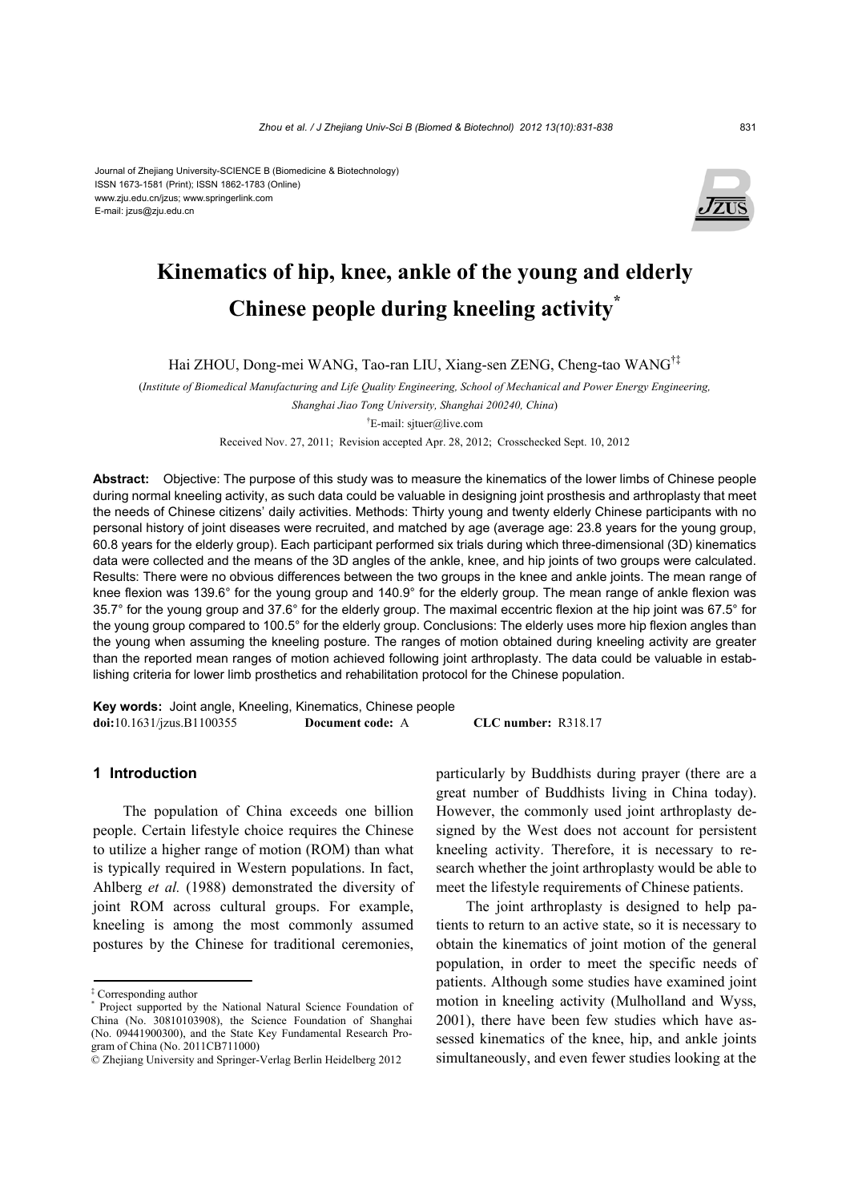Journal of Zhejiang University-SCIENCE B (Biomedicine & Biotechnology)
ISSN 1673-1581 (Print); ISSN 1862-1783 (Online)
www.zju.edu.cn/jzus; www.springerlink.com
E-mail: jzus@zju.edu.cn

# Kinematics of hip, knee, ankle of the young and elderly Chinese people during kneeling activity*

Hai ZHOU, Dong-mei WANG, Tao-ran LIU, Xiang-sen ZENG, Cheng-tao WANG[†‡]

(*Institute of Biomedical Manufacturing and Life Quality Engineering, School of Mechanical and Power Energy Engineering, Shanghai Jiao Tong University, Shanghai 200240, China*)

[†]E-mail: sjtuer@live.com

Received Nov. 27, 2011; Revision accepted Apr. 28, 2012; Crosschecked Sept. 10, 2012

**Abstract:** Objective: The purpose of this study was to measure the kinematics of the lower limbs of Chinese people during normal kneeling activity, as such data could be valuable in designing joint prosthesis and arthroplasty that meet the needs of Chinese citizens' daily activities. Methods: Thirty young and twenty elderly Chinese participants with no personal history of joint diseases were recruited, and matched by age (average age: 23.8 years for the young group, 60.8 years for the elderly group). Each participant performed six trials during which three-dimensional (3D) kinematics data were collected and the means of the 3D angles of the ankle, knee, and hip joints of two groups were calculated. Results: There were no obvious differences between the two groups in the knee and ankle joints. The mean range of knee flexion was 139.6° for the young group and 140.9° for the elderly group. The mean range of ankle flexion was 35.7° for the young group and 37.6° for the elderly group. The maximal eccentric flexion at the hip joint was 67.5° for the young group compared to 100.5° for the elderly group. Conclusions: The elderly uses more hip flexion angles than the young when assuming the kneeling posture. The ranges of motion obtained during kneeling activity are greater than the reported mean ranges of motion achieved following joint arthroplasty. The data could be valuable in establishing criteria for lower limb prosthetics and rehabilitation protocol for the Chinese population.

**Key words:** Joint angle, Kneeling, Kinematics, Chinese people
**doi:**10.1631/jzus.B1100355 **Document code:** A **CLC number:** R318.17

## 1 Introduction

The population of China exceeds one billion people. Certain lifestyle choice requires the Chinese to utilize a higher range of motion (ROM) than what is typically required in Western populations. In fact, Ahlberg *et al.* (1988) demonstrated the diversity of joint ROM across cultural groups. For example, kneeling is among the most commonly assumed postures by the Chinese for traditional ceremonies, particularly by Buddhists during prayer (there are a great number of Buddhists living in China today). However, the commonly used joint arthroplasty designed by the West does not account for persistent kneeling activity. Therefore, it is necessary to research whether the joint arthroplasty would be able to meet the lifestyle requirements of Chinese patients.

The joint arthroplasty is designed to help patients to return to an active state, so it is necessary to obtain the kinematics of joint motion of the general population, in order to meet the specific needs of patients. Although some studies have examined joint motion in kneeling activity (Mulholland and Wyss, 2001), there have been few studies which have assessed kinematics of the knee, hip, and ankle joints simultaneously, and even fewer studies looking at the

---

‡ Corresponding author
\* Project supported by the National Natural Science Foundation of China (No. 30810103908), the Science Foundation of Shanghai (No. 09441900300), and the State Key Fundamental Research Program of China (No. 2011CB711000)
© Zhejiang University and Springer-Verlag Berlin Heidelberg 2012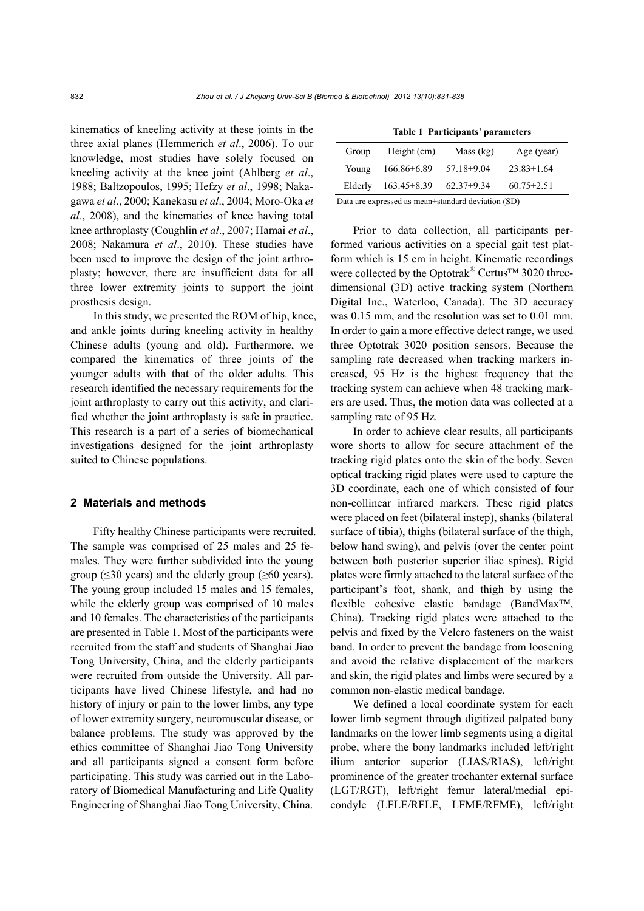kinematics of kneeling activity at these joints in the three axial planes (Hemmerich *et al*., 2006). To our knowledge, most studies have solely focused on kneeling activity at the knee joint (Ahlberg *et al*., 1988; Baltzopoulos, 1995; Hefzy *et al*., 1998; Nakagawa *et al*., 2000; Kanekasu *et al*., 2004; Moro-Oka *et al*., 2008), and the kinematics of knee having total knee arthroplasty (Coughlin *et al*., 2007; Hamai *et al*., 2008; Nakamura *et al*., 2010). These studies have been used to improve the design of the joint arthroplasty; however, there are insufficient data for all three lower extremity joints to support the joint prosthesis design.

In this study, we presented the ROM of hip, knee, and ankle joints during kneeling activity in healthy Chinese adults (young and old). Furthermore, we compared the kinematics of three joints of the younger adults with that of the older adults. This research identified the necessary requirements for the joint arthroplasty to carry out this activity, and clarified whether the joint arthroplasty is safe in practice. This research is a part of a series of biomechanical investigations designed for the joint arthroplasty suited to Chinese populations.

## 2 Materials and methods

Fifty healthy Chinese participants were recruited. The sample was comprised of 25 males and 25 females. They were further subdivided into the young group (≤30 years) and the elderly group (≥60 years). The young group included 15 males and 15 females, while the elderly group was comprised of 10 males and 10 females. The characteristics of the participants are presented in Table 1. Most of the participants were recruited from the staff and students of Shanghai Jiao Tong University, China, and the elderly participants were recruited from outside the University. All participants have lived Chinese lifestyle, and had no history of injury or pain to the lower limbs, any type of lower extremity surgery, neuromuscular disease, or balance problems. The study was approved by the ethics committee of Shanghai Jiao Tong University and all participants signed a consent form before participating. This study was carried out in the Laboratory of Biomedical Manufacturing and Life Quality Engineering of Shanghai Jiao Tong University, China.

**Table 1 Participants' parameters**

| Group | Height (cm) | Mass (kg) | Age (year) |
|---|---|---|---|
| Young | 166.86±6.89 | 57.18±9.04 | 23.83±1.64 |
| Elderly | 163.45±8.39 | 62.37±9.34 | 60.75±2.51 |

Data are expressed as mean±standard deviation (SD)

Prior to data collection, all participants performed various activities on a special gait test platform which is 15 cm in height. Kinematic recordings were collected by the Optotrak® Certus™ 3020 three-dimensional (3D) active tracking system (Northern Digital Inc., Waterloo, Canada). The 3D accuracy was 0.15 mm, and the resolution was set to 0.01 mm. In order to gain a more effective detect range, we used three Optotrak 3020 position sensors. Because the sampling rate decreased when tracking markers increased, 95 Hz is the highest frequency that the tracking system can achieve when 48 tracking markers are used. Thus, the motion data was collected at a sampling rate of 95 Hz.

In order to achieve clear results, all participants wore shorts to allow for secure attachment of the tracking rigid plates onto the skin of the body. Seven optical tracking rigid plates were used to capture the 3D coordinate, each one of which consisted of four non-collinear infrared markers. These rigid plates were placed on feet (bilateral instep), shanks (bilateral surface of tibia), thighs (bilateral surface of the thigh, below hand swing), and pelvis (over the center point between both posterior superior iliac spines). Rigid plates were firmly attached to the lateral surface of the participant's foot, shank, and thigh by using the flexible cohesive elastic bandage (BandMax™, China). Tracking rigid plates were attached to the pelvis and fixed by the Velcro fasteners on the waist band. In order to prevent the bandage from loosening and avoid the relative displacement of the markers and skin, the rigid plates and limbs were secured by a common non-elastic medical bandage.

We defined a local coordinate system for each lower limb segment through digitized palpated bony landmarks on the lower limb segments using a digital probe, where the bony landmarks included left/right ilium anterior superior (LIAS/RIAS), left/right prominence of the greater trochanter external surface (LGT/RGT), left/right femur lateral/medial epicondyle (LFLE/RFLE, LFME/RFME), left/right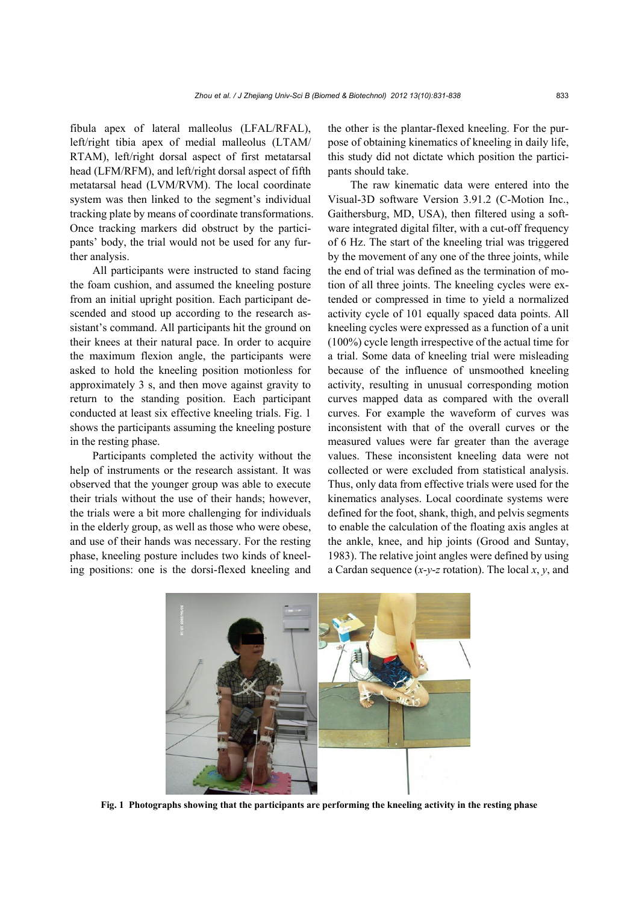fibula apex of lateral malleolus (LFAL/RFAL), left/right tibia apex of medial malleolus (LTAM/RTAM), left/right dorsal aspect of first metatarsal head (LFM/RFM), and left/right dorsal aspect of fifth metatarsal head (LVM/RVM). The local coordinate system was then linked to the segment's individual tracking plate by means of coordinate transformations. Once tracking markers did obstruct by the participants' body, the trial would not be used for any further analysis.

All participants were instructed to stand facing the foam cushion, and assumed the kneeling posture from an initial upright position. Each participant descended and stood up according to the research assistant's command. All participants hit the ground on their knees at their natural pace. In order to acquire the maximum flexion angle, the participants were asked to hold the kneeling position motionless for approximately 3 s, and then move against gravity to return to the standing position. Each participant conducted at least six effective kneeling trials. Fig. 1 shows the participants assuming the kneeling posture in the resting phase.

Participants completed the activity without the help of instruments or the research assistant. It was observed that the younger group was able to execute their trials without the use of their hands; however, the trials were a bit more challenging for individuals in the elderly group, as well as those who were obese, and use of their hands was necessary. For the resting phase, kneeling posture includes two kinds of kneeling positions: one is the dorsi-flexed kneeling and the other is the plantar-flexed kneeling. For the purpose of obtaining kinematics of kneeling in daily life, this study did not dictate which position the participants should take.

The raw kinematic data were entered into the Visual-3D software Version 3.91.2 (C-Motion Inc., Gaithersburg, MD, USA), then filtered using a software integrated digital filter, with a cut-off frequency of 6 Hz. The start of the kneeling trial was triggered by the movement of any one of the three joints, while the end of trial was defined as the termination of motion of all three joints. The kneeling cycles were extended or compressed in time to yield a normalized activity cycle of 101 equally spaced data points. All kneeling cycles were expressed as a function of a unit (100%) cycle length irrespective of the actual time for a trial. Some data of kneeling trial were misleading because of the influence of unsmoothed kneeling activity, resulting in unusual corresponding motion curves mapped data as compared with the overall curves. For example the waveform of curves was inconsistent with that of the overall curves or the measured values were far greater than the average values. These inconsistent kneeling data were not collected or were excluded from statistical analysis. Thus, only data from effective trials were used for the kinematics analyses. Local coordinate systems were defined for the foot, shank, thigh, and pelvis segments to enable the calculation of the floating axis angles at the ankle, knee, and hip joints (Grood and Suntay, 1983). The relative joint angles were defined by using a Cardan sequence (*x*-*y*-*z* rotation). The local *x*, *y*, and

**Fig. 1 Photographs showing that the participants are performing the kneeling activity in the resting phase**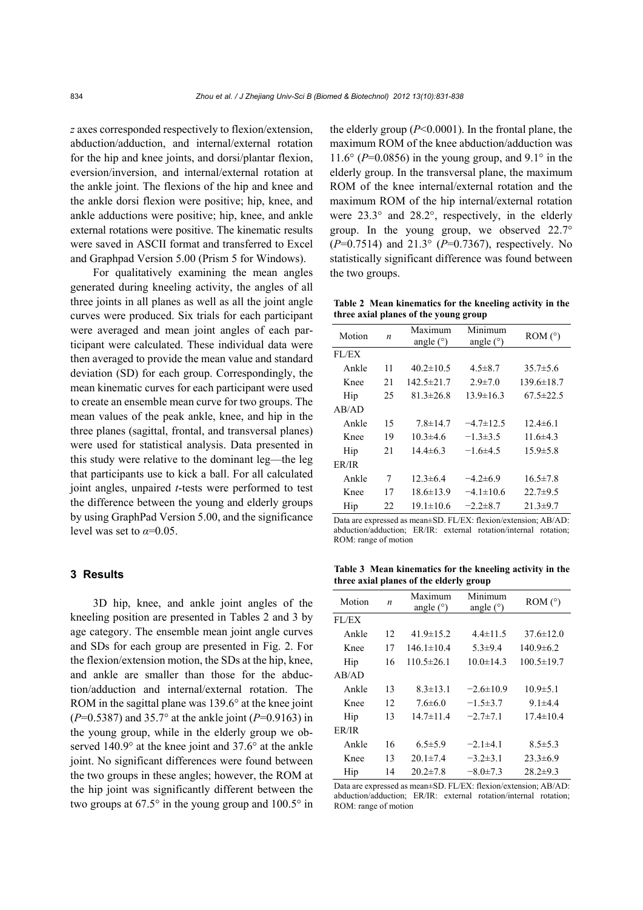*z* axes corresponded respectively to flexion/extension, abduction/adduction, and internal/external rotation for the hip and knee joints, and dorsi/plantar flexion, eversion/inversion, and internal/external rotation at the ankle joint. The flexions of the hip and knee and the ankle dorsi flexion were positive; hip, knee, and ankle adductions were positive; hip, knee, and ankle external rotations were positive. The kinematic results were saved in ASCII format and transferred to Excel and Graphpad Version 5.00 (Prism 5 for Windows).

For qualitatively examining the mean angles generated during kneeling activity, the angles of all three joints in all planes as well as all the joint angle curves were produced. Six trials for each participant were averaged and mean joint angles of each participant were calculated. These individual data were then averaged to provide the mean value and standard deviation (SD) for each group. Correspondingly, the mean kinematic curves for each participant were used to create an ensemble mean curve for two groups. The mean values of the peak ankle, knee, and hip in the three planes (sagittal, frontal, and transversal planes) were used for statistical analysis. Data presented in this study were relative to the dominant leg—the leg that participants use to kick a ball. For all calculated joint angles, unpaired *t*-tests were performed to test the difference between the young and elderly groups by using GraphPad Version 5.00, and the significance level was set to $\alpha$=0.05.

## 3 Results

3D hip, knee, and ankle joint angles of the kneeling position are presented in Tables 2 and 3 by age category. The ensemble mean joint angle curves and SDs for each group are presented in Fig. 2. For the flexion/extension motion, the SDs at the hip, knee, and ankle are smaller than those for the abduction/adduction and internal/external rotation. The ROM in the sagittal plane was 139.6° at the knee joint ($P$=0.5387) and 35.7° at the ankle joint ($P$=0.9163) in the young group, while in the elderly group we observed 140.9° at the knee joint and 37.6° at the ankle joint. No significant differences were found between the two groups in these angles; however, the ROM at the hip joint was significantly different between the two groups at 67.5° in the young group and 100.5° in the elderly group ($P$<0.0001). In the frontal plane, the maximum ROM of the knee abduction/adduction was 11.6° ($P$=0.0856) in the young group, and 9.1° in the elderly group. In the transversal plane, the maximum ROM of the knee internal/external rotation and the maximum ROM of the hip internal/external rotation were 23.3° and 28.2°, respectively, in the elderly group. In the young group, we observed 22.7° ($P$=0.7514) and 21.3° ($P$=0.7367), respectively. No statistically significant difference was found between the two groups.

**Table 2 Mean kinematics for the kneeling activity in the three axial planes of the young group**

| Motion | *n* | Maximum angle (°) | Minimum angle (°) | ROM (°) |
|---|---|---|---|---|
| FL/EX | | | | |
| Ankle | 11 | 40.2±10.5 | 4.5±8.7 | 35.7±5.6 |
| Knee | 21 | 142.5±21.7 | 2.9±7.0 | 139.6±18.7 |
| Hip | 25 | 81.3±26.8 | 13.9±16.3 | 67.5±22.5 |
| AB/AD | | | | |
| Ankle | 15 | 7.8±14.7 | −4.7±12.5 | 12.4±6.1 |
| Knee | 19 | 10.3±4.6 | −1.3±3.5 | 11.6±4.3 |
| Hip | 21 | 14.4±6.3 | −1.6±4.5 | 15.9±5.8 |
| ER/IR | | | | |
| Ankle | 7 | 12.3±6.4 | −4.2±6.9 | 16.5±7.8 |
| Knee | 17 | 18.6±13.9 | −4.1±10.6 | 22.7±9.5 |
| Hip | 22 | 19.1±10.6 | −2.2±8.7 | 21.3±9.7 |

Data are expressed as mean±SD. FL/EX: flexion/extension; AB/AD: abduction/adduction; ER/IR: external rotation/internal rotation; ROM: range of motion

**Table 3 Mean kinematics for the kneeling activity in the three axial planes of the elderly group**

| Motion | *n* | Maximum angle (°) | Minimum angle (°) | ROM (°) |
|---|---|---|---|---|
| FL/EX | | | | |
| Ankle | 12 | 41.9±15.2 | 4.4±11.5 | 37.6±12.0 |
| Knee | 17 | 146.1±10.4 | 5.3±9.4 | 140.9±6.2 |
| Hip | 16 | 110.5±26.1 | 10.0±14.3 | 100.5±19.7 |
| AB/AD | | | | |
| Ankle | 13 | 8.3±13.1 | −2.6±10.9 | 10.9±5.1 |
| Knee | 12 | 7.6±6.0 | −1.5±3.7 | 9.1±4.4 |
| Hip | 13 | 14.7±11.4 | −2.7±7.1 | 17.4±10.4 |
| ER/IR | | | | |
| Ankle | 16 | 6.5±5.9 | −2.1±4.1 | 8.5±5.3 |
| Knee | 13 | 20.1±7.4 | −3.2±3.1 | 23.3±6.9 |
| Hip | 14 | 20.2±7.8 | −8.0±7.3 | 28.2±9.3 |

Data are expressed as mean±SD. FL/EX: flexion/extension; AB/AD: abduction/adduction; ER/IR: external rotation/internal rotation; ROM: range of motion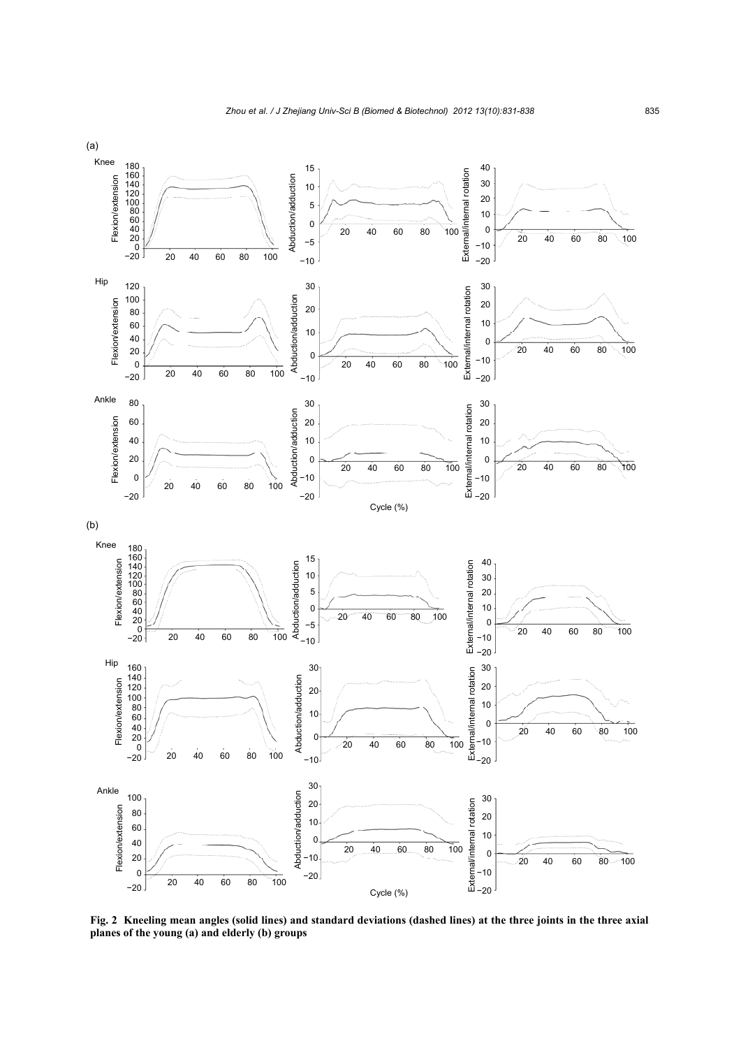**Fig. 2 Kneeling mean angles (solid lines) and standard deviations (dashed lines) at the three joints in the three axial planes of the young (a) and elderly (b) groups**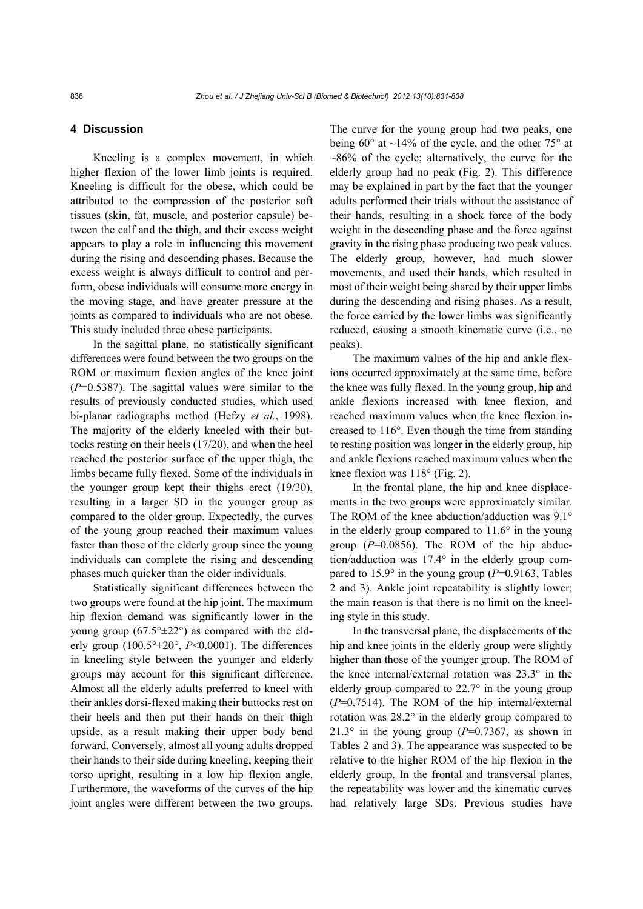## 4 Discussion

Kneeling is a complex movement, in which higher flexion of the lower limb joints is required. Kneeling is difficult for the obese, which could be attributed to the compression of the posterior soft tissues (skin, fat, muscle, and posterior capsule) between the calf and the thigh, and their excess weight appears to play a role in influencing this movement during the rising and descending phases. Because the excess weight is always difficult to control and perform, obese individuals will consume more energy in the moving stage, and have greater pressure at the joints as compared to individuals who are not obese. This study included three obese participants.

In the sagittal plane, no statistically significant differences were found between the two groups on the ROM or maximum flexion angles of the knee joint ($P$=0.5387). The sagittal values were similar to the results of previously conducted studies, which used bi-planar radiographs method (Hefzy *et al.*, 1998). The majority of the elderly kneeled with their buttocks resting on their heels (17/20), and when the heel reached the posterior surface of the upper thigh, the limbs became fully flexed. Some of the individuals in the younger group kept their thighs erect (19/30), resulting in a larger SD in the younger group as compared to the older group. Expectedly, the curves of the young group reached their maximum values faster than those of the elderly group since the young individuals can complete the rising and descending phases much quicker than the older individuals.

Statistically significant differences between the two groups were found at the hip joint. The maximum hip flexion demand was significantly lower in the young group (67.5°±22°) as compared with the elderly group (100.5°±20°, $P$<0.0001). The differences in kneeling style between the younger and elderly groups may account for this significant difference. Almost all the elderly adults preferred to kneel with their ankles dorsi-flexed making their buttocks rest on their heels and then put their hands on their thigh upside, as a result making their upper body bend forward. Conversely, almost all young adults dropped their hands to their side during kneeling, keeping their torso upright, resulting in a low hip flexion angle. Furthermore, the waveforms of the curves of the hip joint angles were different between the two groups. The curve for the young group had two peaks, one being 60° at ~14% of the cycle, and the other 75° at ~86% of the cycle; alternatively, the curve for the elderly group had no peak (Fig. 2). This difference may be explained in part by the fact that the younger adults performed their trials without the assistance of their hands, resulting in a shock force of the body weight in the descending phase and the force against gravity in the rising phase producing two peak values. The elderly group, however, had much slower movements, and used their hands, which resulted in most of their weight being shared by their upper limbs during the descending and rising phases. As a result, the force carried by the lower limbs was significantly reduced, causing a smooth kinematic curve (i.e., no peaks).

The maximum values of the hip and ankle flexions occurred approximately at the same time, before the knee was fully flexed. In the young group, hip and ankle flexions increased with knee flexion, and reached maximum values when the knee flexion increased to 116°. Even though the time from standing to resting position was longer in the elderly group, hip and ankle flexions reached maximum values when the knee flexion was 118° (Fig. 2).

In the frontal plane, the hip and knee displacements in the two groups were approximately similar. The ROM of the knee abduction/adduction was 9.1° in the elderly group compared to 11.6° in the young group ($P$=0.0856). The ROM of the hip abduction/adduction was 17.4° in the elderly group compared to 15.9° in the young group ($P$=0.9163, Tables 2 and 3). Ankle joint repeatability is slightly lower; the main reason is that there is no limit on the kneeling style in this study.

In the transversal plane, the displacements of the hip and knee joints in the elderly group were slightly higher than those of the younger group. The ROM of the knee internal/external rotation was 23.3° in the elderly group compared to 22.7° in the young group ($P$=0.7514). The ROM of the hip internal/external rotation was 28.2° in the elderly group compared to 21.3° in the young group ($P$=0.7367, as shown in Tables 2 and 3). The appearance was suspected to be relative to the higher ROM of the hip flexion in the elderly group. In the frontal and transversal planes, the repeatability was lower and the kinematic curves had relatively large SDs. Previous studies have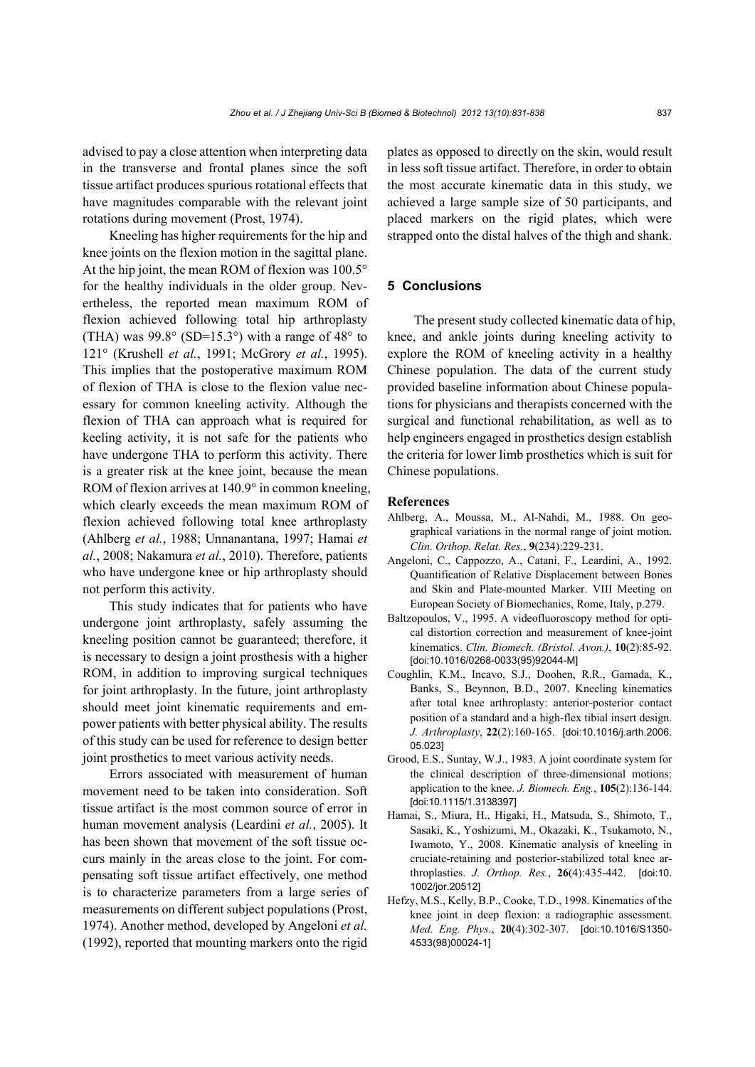advised to pay a close attention when interpreting data in the transverse and frontal planes since the soft tissue artifact produces spurious rotational effects that have magnitudes comparable with the relevant joint rotations during movement (Prost, 1974).

Kneeling has higher requirements for the hip and knee joints on the flexion motion in the sagittal plane. At the hip joint, the mean ROM of flexion was 100.5° for the healthy individuals in the older group. Nevertheless, the reported mean maximum ROM of flexion achieved following total hip arthroplasty (THA) was 99.8° (SD=15.3°) with a range of 48° to 121° (Krushell *et al.*, 1991; McGrory *et al.*, 1995). This implies that the postoperative maximum ROM of flexion of THA is close to the flexion value necessary for common kneeling activity. Although the flexion of THA can approach what is required for keeling activity, it is not safe for the patients who have undergone THA to perform this activity. There is a greater risk at the knee joint, because the mean ROM of flexion arrives at 140.9° in common kneeling, which clearly exceeds the mean maximum ROM of flexion achieved following total knee arthroplasty (Ahlberg *et al.*, 1988; Unnanantana, 1997; Hamai *et al.*, 2008; Nakamura *et al.*, 2010). Therefore, patients who have undergone knee or hip arthroplasty should not perform this activity.

This study indicates that for patients who have undergone joint arthroplasty, safely assuming the kneeling position cannot be guaranteed; therefore, it is necessary to design a joint prosthesis with a higher ROM, in addition to improving surgical techniques for joint arthroplasty. In the future, joint arthroplasty should meet joint kinematic requirements and empower patients with better physical ability. The results of this study can be used for reference to design better joint prosthetics to meet various activity needs.

Errors associated with measurement of human movement need to be taken into consideration. Soft tissue artifact is the most common source of error in human movement analysis (Leardini *et al.*, 2005). It has been shown that movement of the soft tissue occurs mainly in the areas close to the joint. For compensating soft tissue artifact effectively, one method is to characterize parameters from a large series of measurements on different subject populations (Prost, 1974). Another method, developed by Angeloni *et al.* (1992), reported that mounting markers onto the rigid plates as opposed to directly on the skin, would result in less soft tissue artifact. Therefore, in order to obtain the most accurate kinematic data in this study, we achieved a large sample size of 50 participants, and placed markers on the rigid plates, which were strapped onto the distal halves of the thigh and shank.

## 5 Conclusions

The present study collected kinematic data of hip, knee, and ankle joints during kneeling activity to explore the ROM of kneeling activity in a healthy Chinese population. The data of the current study provided baseline information about Chinese populations for physicians and therapists concerned with the surgical and functional rehabilitation, as well as to help engineers engaged in prosthetics design establish the criteria for lower limb prosthetics which is suit for Chinese populations.

### References

Ahlberg, A., Moussa, M., Al-Nahdi, M., 1988. On geographical variations in the normal range of joint motion. *Clin. Orthop. Relat. Res.*, **9**(234):229-231.

Angeloni, C., Cappozzo, A., Catani, F., Leardini, A., 1992. Quantification of Relative Displacement between Bones and Skin and Plate-mounted Marker. VIII Meeting on European Society of Biomechanics, Rome, Italy, p.279.

Baltzopoulos, V., 1995. A videofluoroscopy method for optical distortion correction and measurement of knee-joint kinematics. *Clin. Biomech. (Bristol. Avon.)*, **10**(2):85-92. [doi:10.1016/0268-0033(95)92044-M]

Coughlin, K.M., Incavo, S.J., Doohen, R.R., Gamada, K., Banks, S., Beynnon, B.D., 2007. Kneeling kinematics after total knee arthroplasty: anterior-posterior contact position of a standard and a high-flex tibial insert design. *J. Arthroplasty*, **22**(2):160-165. [doi:10.1016/j.arth.2006.05.023]

Grood, E.S., Suntay, W.J., 1983. A joint coordinate system for the clinical description of three-dimensional motions: application to the knee. *J. Biomech. Eng.*, **105**(2):136-144. [doi:10.1115/1.3138397]

Hamai, S., Miura, H., Higaki, H., Matsuda, S., Shimoto, T., Sasaki, K., Yoshizumi, M., Okazaki, K., Tsukamoto, N., Iwamoto, Y., 2008. Kinematic analysis of kneeling in cruciate-retaining and posterior-stabilized total knee arthroplasties. *J. Orthop. Res.*, **26**(4):435-442. [doi:10.1002/jor.20512]

Hefzy, M.S., Kelly, B.P., Cooke, T.D., 1998. Kinematics of the knee joint in deep flexion: a radiographic assessment. *Med. Eng. Phys.*, **20**(4):302-307. [doi:10.1016/S1350-4533(98)00024-1]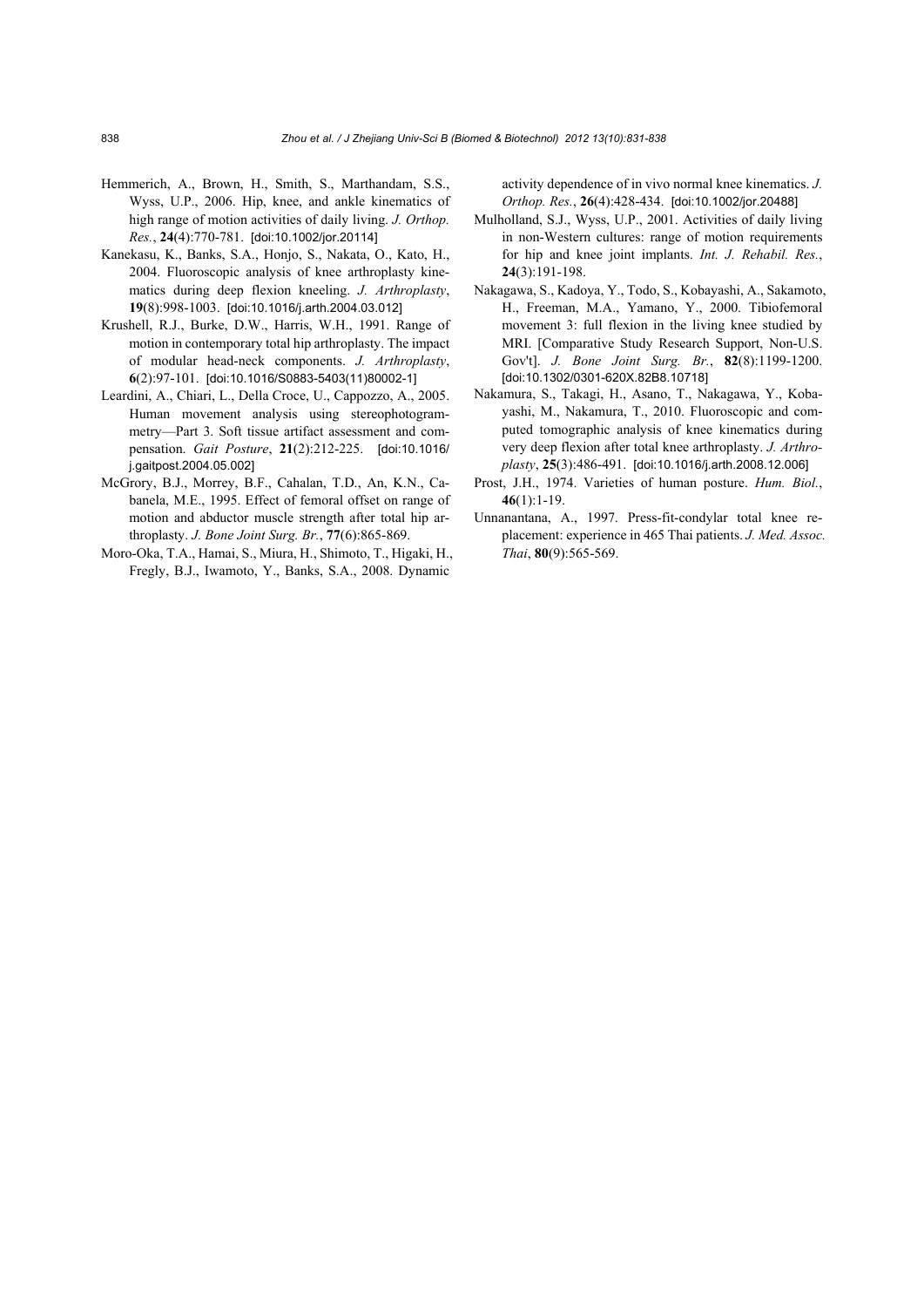Hemmerich, A., Brown, H., Smith, S., Marthandam, S.S., Wyss, U.P., 2006. Hip, knee, and ankle kinematics of high range of motion activities of daily living. *J. Orthop. Res.*, **24**(4):770-781. [doi:10.1002/jor.20114]

Kanekasu, K., Banks, S.A., Honjo, S., Nakata, O., Kato, H., 2004. Fluoroscopic analysis of knee arthroplasty kinematics during deep flexion kneeling. *J. Arthroplasty*, **19**(8):998-1003. [doi:10.1016/j.arth.2004.03.012]

Krushell, R.J., Burke, D.W., Harris, W.H., 1991. Range of motion in contemporary total hip arthroplasty. The impact of modular head-neck components. *J. Arthroplasty*, **6**(2):97-101. [doi:10.1016/S0883-5403(11)80002-1]

Leardini, A., Chiari, L., Della Croce, U., Cappozzo, A., 2005. Human movement analysis using stereophotogrammetry—Part 3. Soft tissue artifact assessment and compensation. *Gait Posture*, **21**(2):212-225. [doi:10.1016/j.gaitpost.2004.05.002]

McGrory, B.J., Morrey, B.F., Cahalan, T.D., An, K.N., Cabanela, M.E., 1995. Effect of femoral offset on range of motion and abductor muscle strength after total hip arthroplasty. *J. Bone Joint Surg. Br.*, **77**(6):865-869.

Moro-Oka, T.A., Hamai, S., Miura, H., Shimoto, T., Higaki, H., Fregly, B.J., Iwamoto, Y., Banks, S.A., 2008. Dynamic activity dependence of in vivo normal knee kinematics. *J. Orthop. Res.*, **26**(4):428-434. [doi:10.1002/jor.20488]

Mulholland, S.J., Wyss, U.P., 2001. Activities of daily living in non-Western cultures: range of motion requirements for hip and knee joint implants. *Int. J. Rehabil. Res.*, **24**(3):191-198.

Nakagawa, S., Kadoya, Y., Todo, S., Kobayashi, A., Sakamoto, H., Freeman, M.A., Yamano, Y., 2000. Tibiofemoral movement 3: full flexion in the living knee studied by MRI. [Comparative Study Research Support, Non-U.S. Gov't]. *J. Bone Joint Surg. Br.*, **82**(8):1199-1200. [doi:10.1302/0301-620X.82B8.10718]

Nakamura, S., Takagi, H., Asano, T., Nakagawa, Y., Kobayashi, M., Nakamura, T., 2010. Fluoroscopic and computed tomographic analysis of knee kinematics during very deep flexion after total knee arthroplasty. *J. Arthroplasty*, **25**(3):486-491. [doi:10.1016/j.arth.2008.12.006]

Prost, J.H., 1974. Varieties of human posture. *Hum. Biol.*, **46**(1):1-19.

Unnanantana, A., 1997. Press-fit-condylar total knee replacement: experience in 465 Thai patients. *J. Med. Assoc. Thai*, **80**(9):565-569.